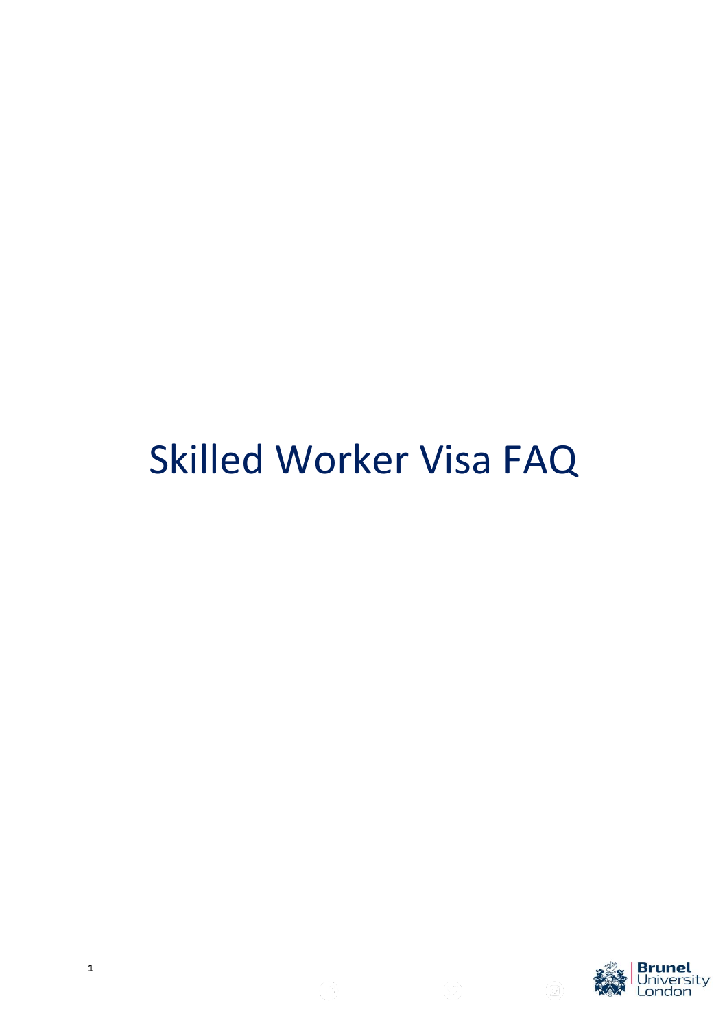# Skilled Worker Visa FAQ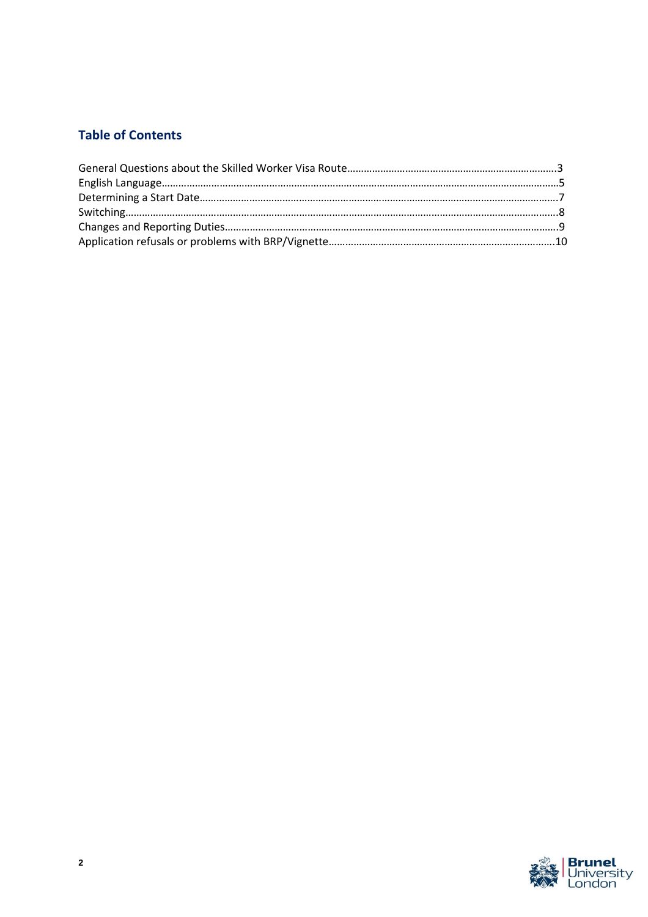## Table of Contents

General Questions about the Skilled Worker Visa Route……………………………………………………………….3
English Language……………………………………………………………………………………………………………………5
Determining a Start Date……………………………………………………………………………………………………….7
Switching…………………………………………………………………………………………………………………………………8
Changes and Reporting Duties……………………………………………………………………………………………….9
Application refusals or problems with BRP/Vignette……………………………………………………………….10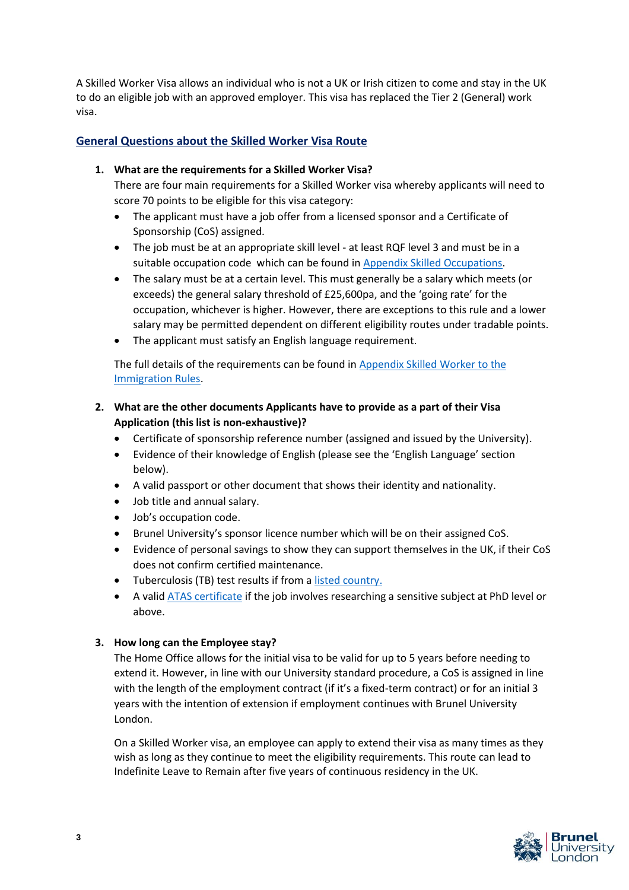A Skilled Worker Visa allows an individual who is not a UK or Irish citizen to come and stay in the UK to do an eligible job with an approved employer. This visa has replaced the Tier 2 (General) work visa.

## General Questions about the Skilled Worker Visa Route

1. **What are the requirements for a Skilled Worker Visa?**
   There are four main requirements for a Skilled Worker visa whereby applicants will need to score 70 points to be eligible for this visa category:
   - The applicant must have a job offer from a licensed sponsor and a Certificate of Sponsorship (CoS) assigned.
   - The job must be at an appropriate skill level - at least RQF level 3 and must be in a suitable occupation code which can be found in Appendix Skilled Occupations.
   - The salary must be at a certain level. This must generally be a salary which meets (or exceeds) the general salary threshold of £25,600pa, and the 'going rate' for the occupation, whichever is higher. However, there are exceptions to this rule and a lower salary may be permitted dependent on different eligibility routes under tradable points.
   - The applicant must satisfy an English language requirement.

   The full details of the requirements can be found in Appendix Skilled Worker to the Immigration Rules.

2. **What are the other documents Applicants have to provide as a part of their Visa Application (this list is non-exhaustive)?**
   - Certificate of sponsorship reference number (assigned and issued by the University).
   - Evidence of their knowledge of English (please see the 'English Language' section below).
   - A valid passport or other document that shows their identity and nationality.
   - Job title and annual salary.
   - Job's occupation code.
   - Brunel University's sponsor licence number which will be on their assigned CoS.
   - Evidence of personal savings to show they can support themselves in the UK, if their CoS does not confirm certified maintenance.
   - Tuberculosis (TB) test results if from a listed country.
   - A valid ATAS certificate if the job involves researching a sensitive subject at PhD level or above.

3. **How long can the Employee stay?**
   The Home Office allows for the initial visa to be valid for up to 5 years before needing to extend it. However, in line with our University standard procedure, a CoS is assigned in line with the length of the employment contract (if it's a fixed-term contract) or for an initial 3 years with the intention of extension if employment continues with Brunel University London.

   On a Skilled Worker visa, an employee can apply to extend their visa as many times as they wish as long as they continue to meet the eligibility requirements. This route can lead to Indefinite Leave to Remain after five years of continuous residency in the UK.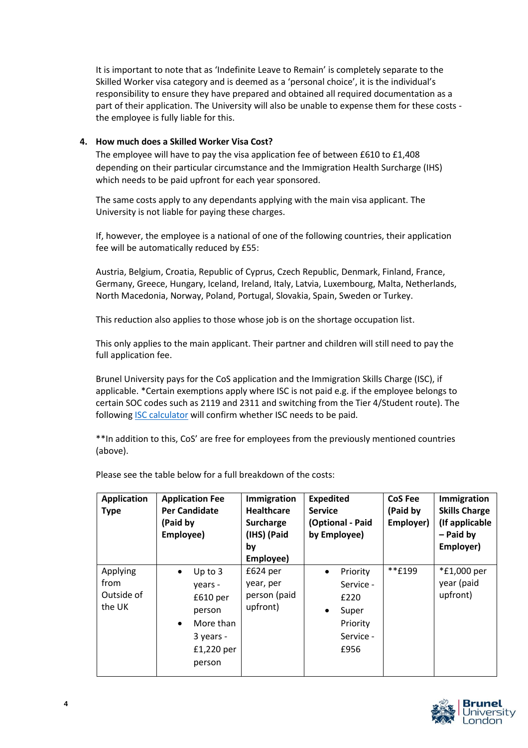It is important to note that as 'Indefinite Leave to Remain' is completely separate to the Skilled Worker visa category and is deemed as a 'personal choice', it is the individual's responsibility to ensure they have prepared and obtained all required documentation as a part of their application. The University will also be unable to expense them for these costs - the employee is fully liable for this.

**4. How much does a Skilled Worker Visa Cost?**

The employee will have to pay the visa application fee of between £610 to £1,408 depending on their particular circumstance and the Immigration Health Surcharge (IHS) which needs to be paid upfront for each year sponsored.

The same costs apply to any dependants applying with the main visa applicant. The University is not liable for paying these charges.

If, however, the employee is a national of one of the following countries, their application fee will be automatically reduced by £55:

Austria, Belgium, Croatia, Republic of Cyprus, Czech Republic, Denmark, Finland, France, Germany, Greece, Hungary, Iceland, Ireland, Italy, Latvia, Luxembourg, Malta, Netherlands, North Macedonia, Norway, Poland, Portugal, Slovakia, Spain, Sweden or Turkey.

This reduction also applies to those whose job is on the shortage occupation list.

This only applies to the main applicant. Their partner and children will still need to pay the full application fee.

Brunel University pays for the CoS application and the Immigration Skills Charge (ISC), if applicable. *Certain exemptions apply where ISC is not paid e.g. if the employee belongs to certain SOC codes such as 2119 and 2311 and switching from the Tier 4/Student route). The following [ISC calculator](ISC calculator) will confirm whether ISC needs to be paid.

**In addition to this, CoS' are free for employees from the previously mentioned countries (above).

Please see the table below for a full breakdown of the costs:

| Application Type | Application Fee Per Candidate (Paid by Employee) | Immigration Healthcare Surcharge (IHS) (Paid by Employee) | Expedited Service (Optional - Paid by Employee) | CoS Fee (Paid by Employer) | Immigration Skills Charge (If applicable – Paid by Employer) |
|---|---|---|---|---|---|
| Applying from Outside of the UK | • Up to 3 years - £610 per person<br>• More than 3 years - £1,220 per person | £624 per year, per person (paid upfront) | • Priority Service - £220<br>• Super Priority Service - £956 | **£199 | *£1,000 per year (paid upfront) |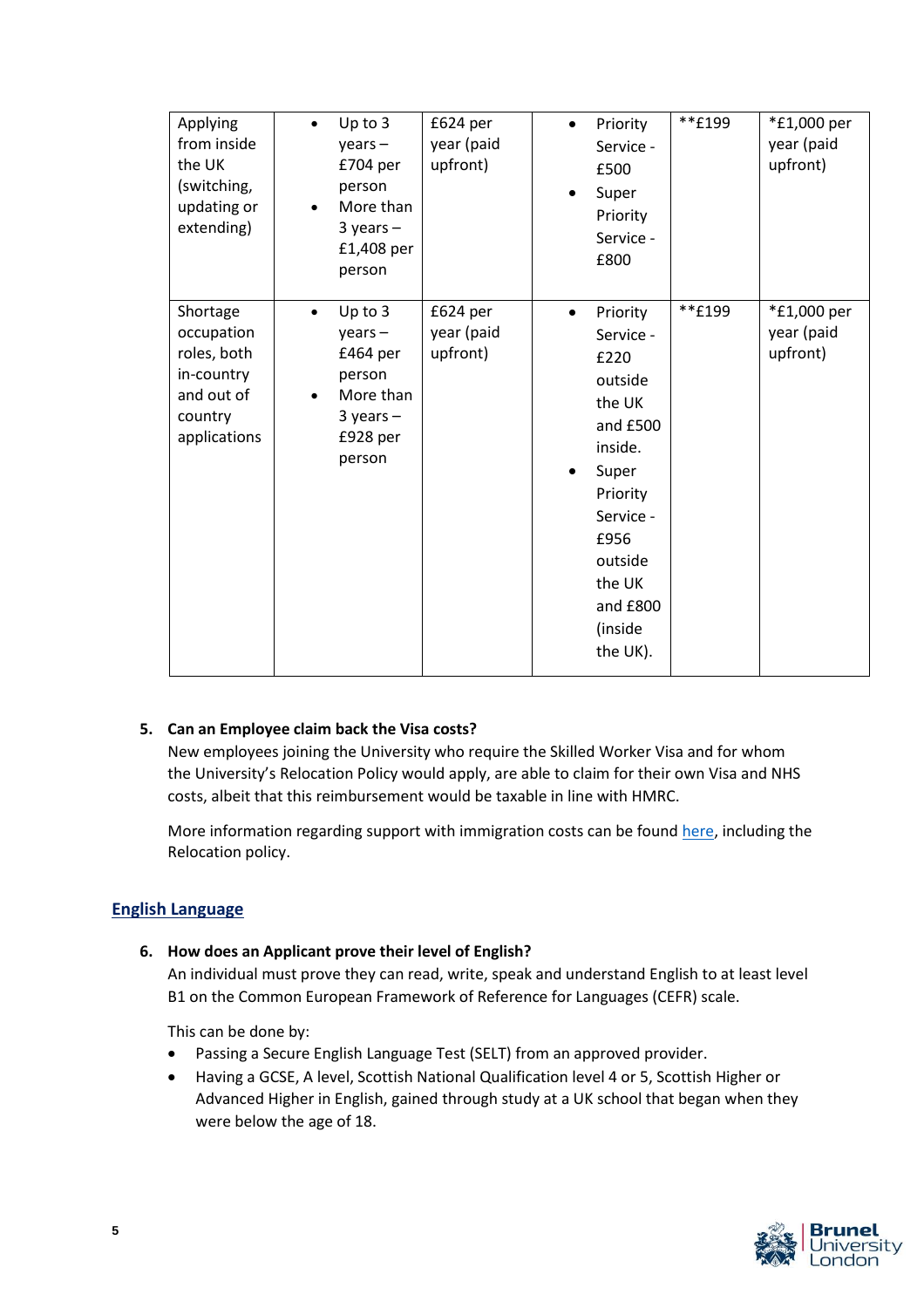| | | | | | |
|---|---|---|---|---|---|
| Applying from inside the UK (switching, updating or extending) | • Up to 3 years – £704 per person<br>• More than 3 years – £1,408 per person | £624 per year (paid upfront) | • Priority Service - £500<br>• Super Priority Service - £800 | **£199 | *£1,000 per year (paid upfront) |
| Shortage occupation roles, both in-country and out of country applications | • Up to 3 years – £464 per person<br>• More than 3 years – £928 per person | £624 per year (paid upfront) | • Priority Service - £220 outside the UK and £500 inside.<br>• Super Priority Service - £956 outside the UK and £800 (inside the UK). | **£199 | *£1,000 per year (paid upfront) |

5. **Can an Employee claim back the Visa costs?**
   New employees joining the University who require the Skilled Worker Visa and for whom the University's Relocation Policy would apply, are able to claim for their own Visa and NHS costs, albeit that this reimbursement would be taxable in line with HMRC.

   More information regarding support with immigration costs can be found here, including the Relocation policy.

## English Language

6. **How does an Applicant prove their level of English?**
   An individual must prove they can read, write, speak and understand English to at least level B1 on the Common European Framework of Reference for Languages (CEFR) scale.

   This can be done by:

   - Passing a Secure English Language Test (SELT) from an approved provider.
   - Having a GCSE, A level, Scottish National Qualification level 4 or 5, Scottish Higher or Advanced Higher in English, gained through study at a UK school that began when they were below the age of 18.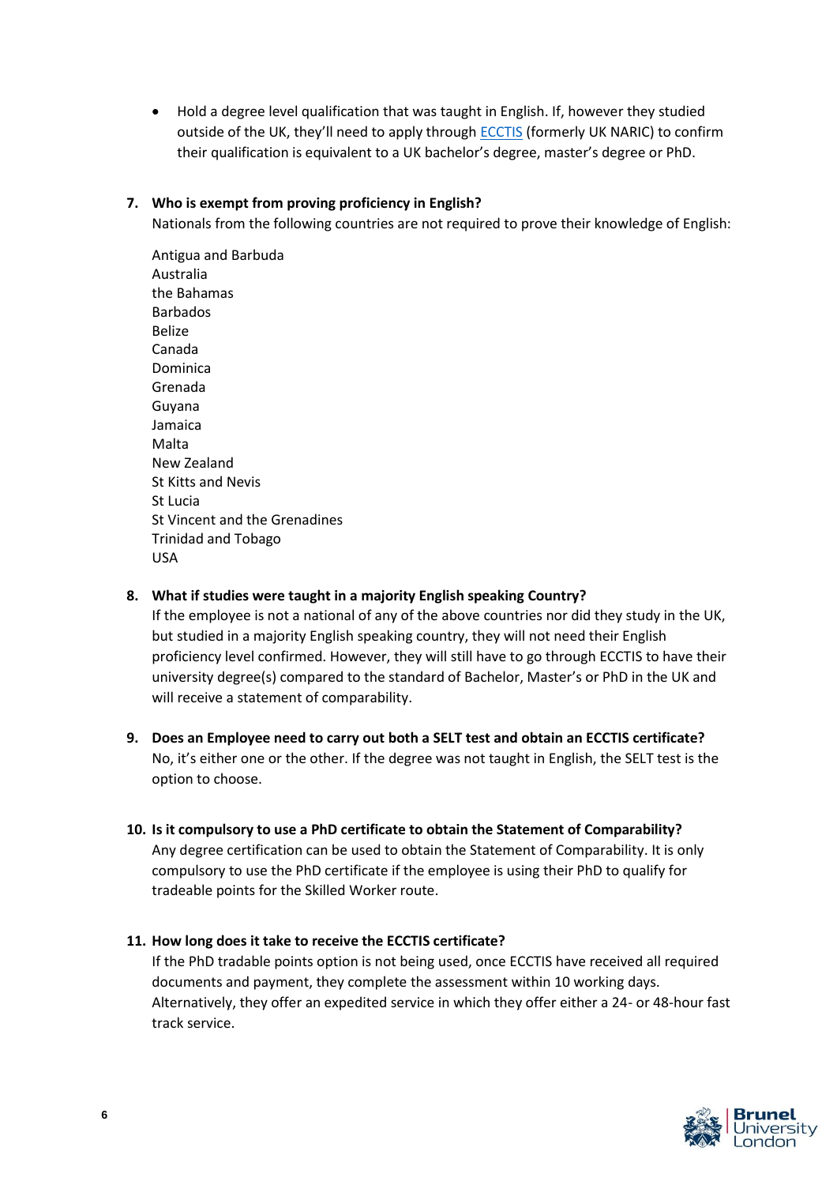- Hold a degree level qualification that was taught in English. If, however they studied outside of the UK, they'll need to apply through [ECCTIS](ECCTIS) (formerly UK NARIC) to confirm their qualification is equivalent to a UK bachelor's degree, master's degree or PhD.

**7. Who is exempt from proving proficiency in English?**

Nationals from the following countries are not required to prove their knowledge of English:

Antigua and Barbuda
Australia
the Bahamas
Barbados
Belize
Canada
Dominica
Grenada
Guyana
Jamaica
Malta
New Zealand
St Kitts and Nevis
St Lucia
St Vincent and the Grenadines
Trinidad and Tobago
USA

**8. What if studies were taught in a majority English speaking Country?**

If the employee is not a national of any of the above countries nor did they study in the UK, but studied in a majority English speaking country, they will not need their English proficiency level confirmed. However, they will still have to go through ECCTIS to have their university degree(s) compared to the standard of Bachelor, Master's or PhD in the UK and will receive a statement of comparability.

**9. Does an Employee need to carry out both a SELT test and obtain an ECCTIS certificate?**

No, it's either one or the other. If the degree was not taught in English, the SELT test is the option to choose.

**10. Is it compulsory to use a PhD certificate to obtain the Statement of Comparability?**

Any degree certification can be used to obtain the Statement of Comparability. It is only compulsory to use the PhD certificate if the employee is using their PhD to qualify for tradeable points for the Skilled Worker route.

**11. How long does it take to receive the ECCTIS certificate?**

If the PhD tradable points option is not being used, once ECCTIS have received all required documents and payment, they complete the assessment within 10 working days. Alternatively, they offer an expedited service in which they offer either a 24- or 48-hour fast track service.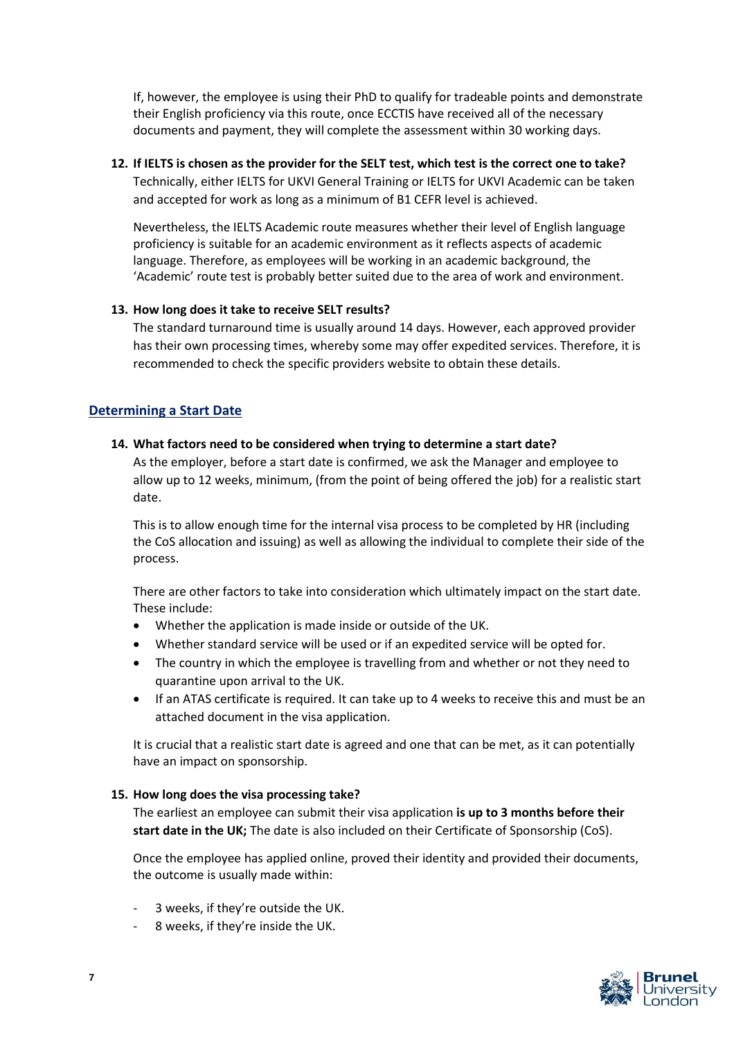If, however, the employee is using their PhD to qualify for tradeable points and demonstrate their English proficiency via this route, once ECCTIS have received all of the necessary documents and payment, they will complete the assessment within 30 working days.

**12. If IELTS is chosen as the provider for the SELT test, which test is the correct one to take?**

Technically, either IELTS for UKVI General Training or IELTS for UKVI Academic can be taken and accepted for work as long as a minimum of B1 CEFR level is achieved.

Nevertheless, the IELTS Academic route measures whether their level of English language proficiency is suitable for an academic environment as it reflects aspects of academic language. Therefore, as employees will be working in an academic background, the 'Academic' route test is probably better suited due to the area of work and environment.

**13. How long does it take to receive SELT results?**

The standard turnaround time is usually around 14 days. However, each approved provider has their own processing times, whereby some may offer expedited services. Therefore, it is recommended to check the specific providers website to obtain these details.

## Determining a Start Date

**14. What factors need to be considered when trying to determine a start date?**

As the employer, before a start date is confirmed, we ask the Manager and employee to allow up to 12 weeks, minimum, (from the point of being offered the job) for a realistic start date.

This is to allow enough time for the internal visa process to be completed by HR (including the CoS allocation and issuing) as well as allowing the individual to complete their side of the process.

There are other factors to take into consideration which ultimately impact on the start date. These include:

- Whether the application is made inside or outside of the UK.
- Whether standard service will be used or if an expedited service will be opted for.
- The country in which the employee is travelling from and whether or not they need to quarantine upon arrival to the UK.
- If an ATAS certificate is required. It can take up to 4 weeks to receive this and must be an attached document in the visa application.

It is crucial that a realistic start date is agreed and one that can be met, as it can potentially have an impact on sponsorship.

**15. How long does the visa processing take?**

The earliest an employee can submit their visa application **is up to 3 months before their start date in the UK;** The date is also included on their Certificate of Sponsorship (CoS).

Once the employee has applied online, proved their identity and provided their documents, the outcome is usually made within:

- 3 weeks, if they're outside the UK.
- 8 weeks, if they're inside the UK.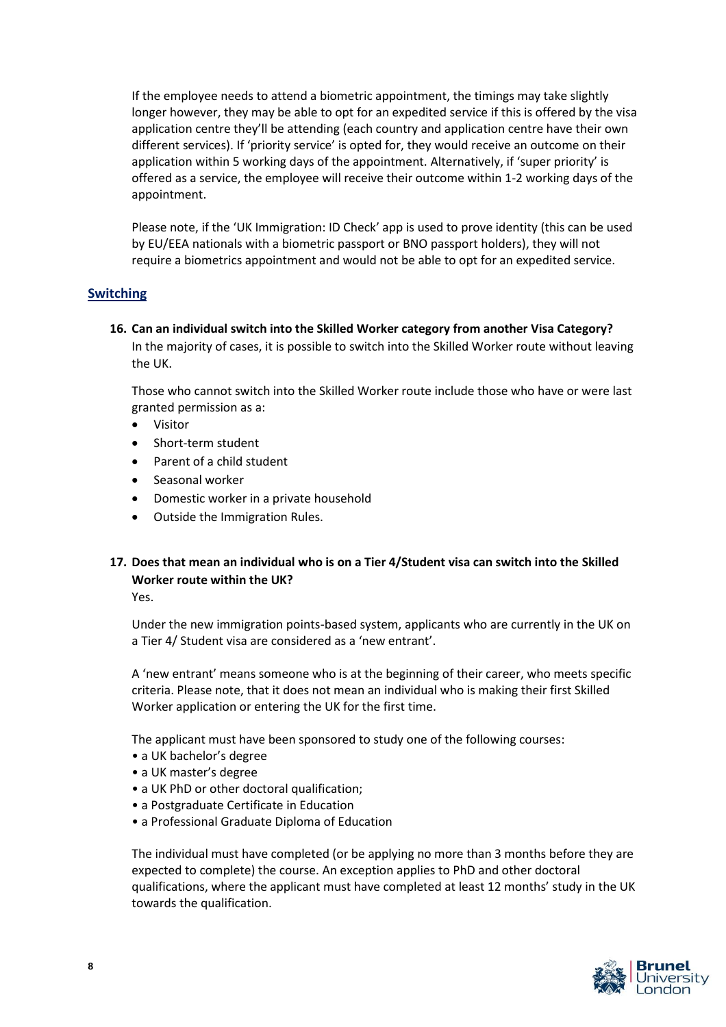If the employee needs to attend a biometric appointment, the timings may take slightly longer however, they may be able to opt for an expedited service if this is offered by the visa application centre they'll be attending (each country and application centre have their own different services). If 'priority service' is opted for, they would receive an outcome on their application within 5 working days of the appointment. Alternatively, if 'super priority' is offered as a service, the employee will receive their outcome within 1-2 working days of the appointment.

Please note, if the 'UK Immigration: ID Check' app is used to prove identity (this can be used by EU/EEA nationals with a biometric passport or BNO passport holders), they will not require a biometrics appointment and would not be able to opt for an expedited service.

## Switching

**16. Can an individual switch into the Skilled Worker category from another Visa Category?**

In the majority of cases, it is possible to switch into the Skilled Worker route without leaving the UK.

Those who cannot switch into the Skilled Worker route include those who have or were last granted permission as a:

- Visitor
- Short-term student
- Parent of a child student
- Seasonal worker
- Domestic worker in a private household
- Outside the Immigration Rules.

**17. Does that mean an individual who is on a Tier 4/Student visa can switch into the Skilled Worker route within the UK?**

Yes.

Under the new immigration points-based system, applicants who are currently in the UK on a Tier 4/ Student visa are considered as a 'new entrant'.

A 'new entrant' means someone who is at the beginning of their career, who meets specific criteria. Please note, that it does not mean an individual who is making their first Skilled Worker application or entering the UK for the first time.

The applicant must have been sponsored to study one of the following courses:

- a UK bachelor's degree
- a UK master's degree
- a UK PhD or other doctoral qualification;
- a Postgraduate Certificate in Education
- a Professional Graduate Diploma of Education

The individual must have completed (or be applying no more than 3 months before they are expected to complete) the course. An exception applies to PhD and other doctoral qualifications, where the applicant must have completed at least 12 months' study in the UK towards the qualification.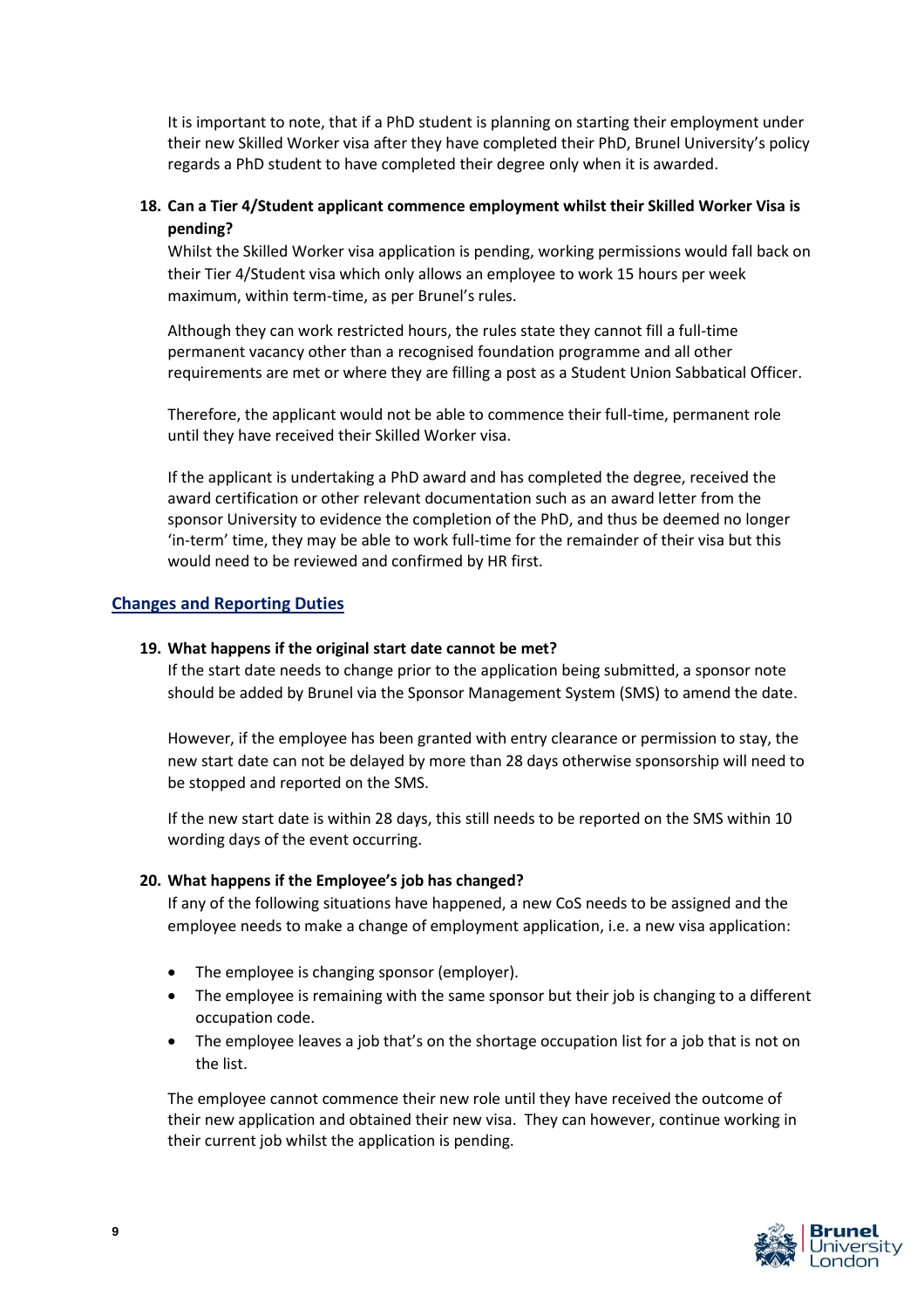It is important to note, that if a PhD student is planning on starting their employment under their new Skilled Worker visa after they have completed their PhD, Brunel University's policy regards a PhD student to have completed their degree only when it is awarded.

**18. Can a Tier 4/Student applicant commence employment whilst their Skilled Worker Visa is pending?**

Whilst the Skilled Worker visa application is pending, working permissions would fall back on their Tier 4/Student visa which only allows an employee to work 15 hours per week maximum, within term-time, as per Brunel's rules.

Although they can work restricted hours, the rules state they cannot fill a full-time permanent vacancy other than a recognised foundation programme and all other requirements are met or where they are filling a post as a Student Union Sabbatical Officer.

Therefore, the applicant would not be able to commence their full-time, permanent role until they have received their Skilled Worker visa.

If the applicant is undertaking a PhD award and has completed the degree, received the award certification or other relevant documentation such as an award letter from the sponsor University to evidence the completion of the PhD, and thus be deemed no longer 'in-term' time, they may be able to work full-time for the remainder of their visa but this would need to be reviewed and confirmed by HR first.

## Changes and Reporting Duties

**19. What happens if the original start date cannot be met?**

If the start date needs to change prior to the application being submitted, a sponsor note should be added by Brunel via the Sponsor Management System (SMS) to amend the date.

However, if the employee has been granted with entry clearance or permission to stay, the new start date can not be delayed by more than 28 days otherwise sponsorship will need to be stopped and reported on the SMS.

If the new start date is within 28 days, this still needs to be reported on the SMS within 10 wording days of the event occurring.

**20. What happens if the Employee's job has changed?**

If any of the following situations have happened, a new CoS needs to be assigned and the employee needs to make a change of employment application, i.e. a new visa application:

- The employee is changing sponsor (employer).
- The employee is remaining with the same sponsor but their job is changing to a different occupation code.
- The employee leaves a job that's on the shortage occupation list for a job that is not on the list.

The employee cannot commence their new role until they have received the outcome of their new application and obtained their new visa. They can however, continue working in their current job whilst the application is pending.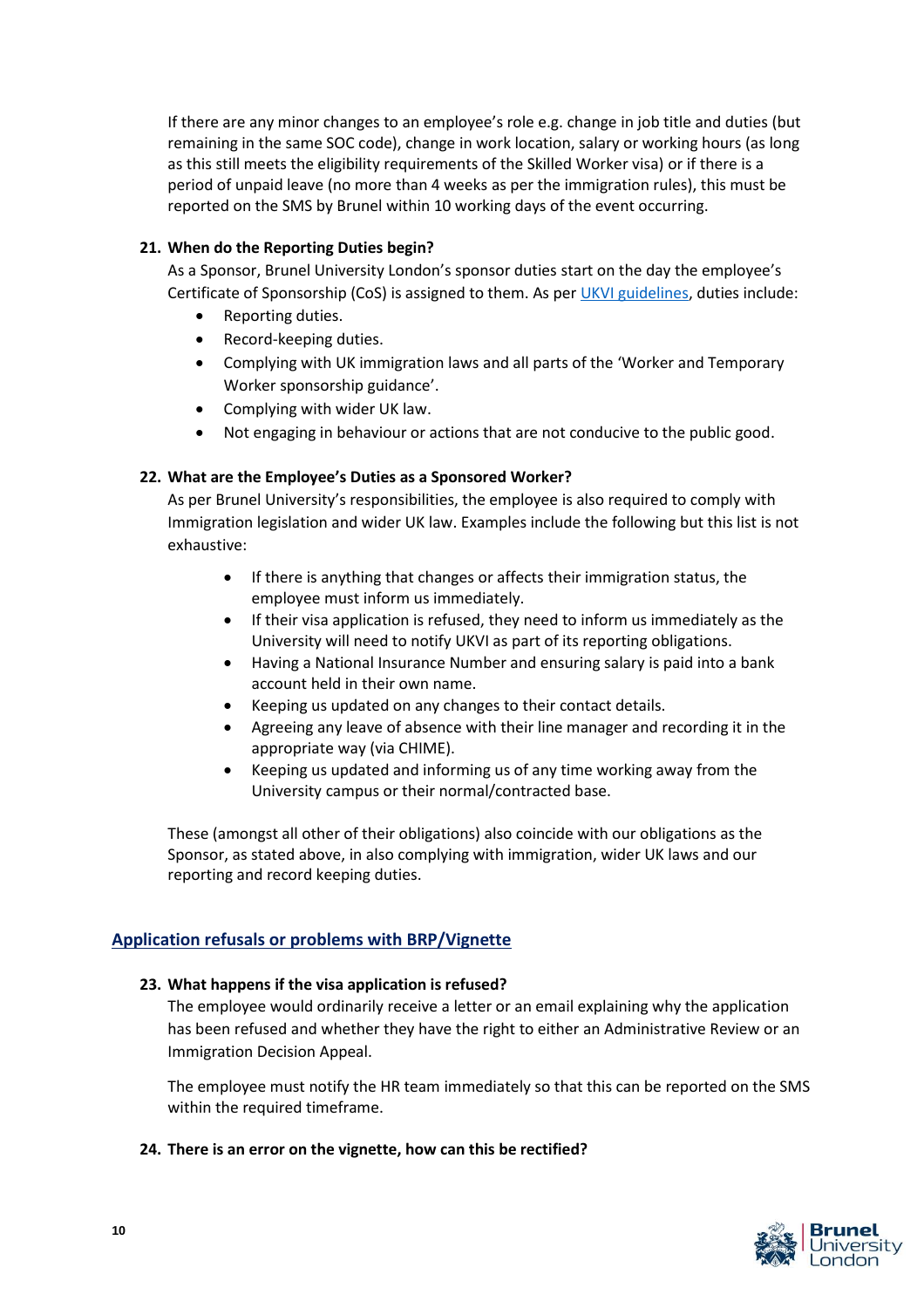If there are any minor changes to an employee's role e.g. change in job title and duties (but remaining in the same SOC code), change in work location, salary or working hours (as long as this still meets the eligibility requirements of the Skilled Worker visa) or if there is a period of unpaid leave (no more than 4 weeks as per the immigration rules), this must be reported on the SMS by Brunel within 10 working days of the event occurring.

**21. When do the Reporting Duties begin?**

As a Sponsor, Brunel University London's sponsor duties start on the day the employee's Certificate of Sponsorship (CoS) is assigned to them. As per [UKVI guidelines](), duties include:

- Reporting duties.
- Record-keeping duties.
- Complying with UK immigration laws and all parts of the 'Worker and Temporary Worker sponsorship guidance'.
- Complying with wider UK law.
- Not engaging in behaviour or actions that are not conducive to the public good.

**22. What are the Employee's Duties as a Sponsored Worker?**

As per Brunel University's responsibilities, the employee is also required to comply with Immigration legislation and wider UK law. Examples include the following but this list is not exhaustive:

- If there is anything that changes or affects their immigration status, the employee must inform us immediately.
- If their visa application is refused, they need to inform us immediately as the University will need to notify UKVI as part of its reporting obligations.
- Having a National Insurance Number and ensuring salary is paid into a bank account held in their own name.
- Keeping us updated on any changes to their contact details.
- Agreeing any leave of absence with their line manager and recording it in the appropriate way (via CHIME).
- Keeping us updated and informing us of any time working away from the University campus or their normal/contracted base.

These (amongst all other of their obligations) also coincide with our obligations as the Sponsor, as stated above, in also complying with immigration, wider UK laws and our reporting and record keeping duties.

## Application refusals or problems with BRP/Vignette

**23. What happens if the visa application is refused?**

The employee would ordinarily receive a letter or an email explaining why the application has been refused and whether they have the right to either an Administrative Review or an Immigration Decision Appeal.

The employee must notify the HR team immediately so that this can be reported on the SMS within the required timeframe.

**24. There is an error on the vignette, how can this be rectified?**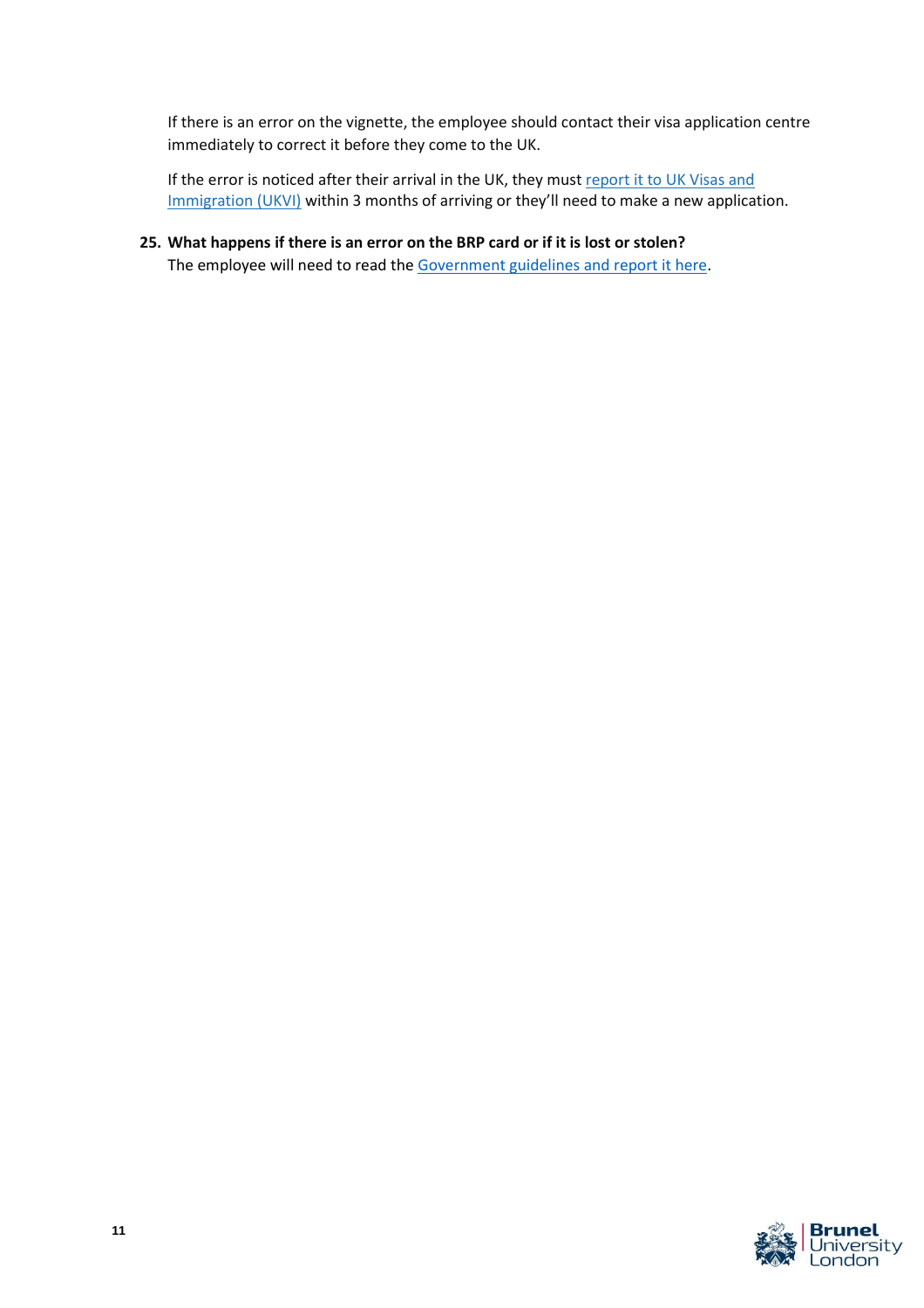If there is an error on the vignette, the employee should contact their visa application centre immediately to correct it before they come to the UK.

If the error is noticed after their arrival in the UK, they must report it to UK Visas and Immigration (UKVI) within 3 months of arriving or they'll need to make a new application.

**25. What happens if there is an error on the BRP card or if it is lost or stolen?**

The employee will need to read the Government guidelines and report it here.